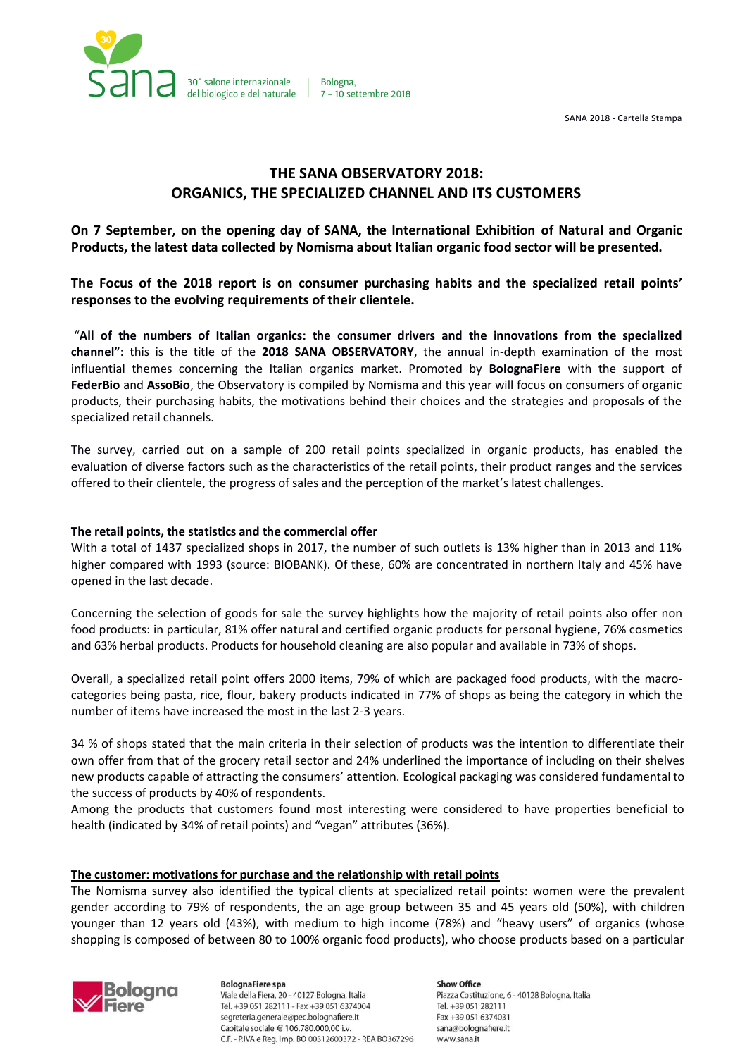# THE SANA OBSERVATORY 2018: ORGANICS, THE SPECIALIZED CHANNEL AND ITS CUSTOMERS

**On 7 September, on the opening day of SANA, the International Exhibition of Natural and Organic Products, the latest data collected by Nomisma about Italian organic food sector will be presented.**

**The Focus of the 2018 report is on consumer purchasing habits and the specialized retail points' responses to the evolving requirements of their clientele.**

"**All of the numbers of Italian organics: the consumer drivers and the innovations from the specialized channel"**: this is the title of the **2018 SANA OBSERVATORY**, the annual in-depth examination of the most influential themes concerning the Italian organics market. Promoted by **BolognaFiere** with the support of **FederBio** and **AssoBio**, the Observatory is compiled by Nomisma and this year will focus on consumers of organic products, their purchasing habits, the motivations behind their choices and the strategies and proposals of the specialized retail channels.

The survey, carried out on a sample of 200 retail points specialized in organic products, has enabled the evaluation of diverse factors such as the characteristics of the retail points, their product ranges and the services offered to their clientele, the progress of sales and the perception of the market's latest challenges.

## The retail points, the statistics and the commercial offer

With a total of 1437 specialized shops in 2017, the number of such outlets is 13% higher than in 2013 and 11% higher compared with 1993 (source: BIOBANK). Of these, 60% are concentrated in northern Italy and 45% have opened in the last decade.

Concerning the selection of goods for sale the survey highlights how the majority of retail points also offer non food products: in particular, 81% offer natural and certified organic products for personal hygiene, 76% cosmetics and 63% herbal products. Products for household cleaning are also popular and available in 73% of shops.

Overall, a specialized retail point offers 2000 items, 79% of which are packaged food products, with the macro-categories being pasta, rice, flour, bakery products indicated in 77% of shops as being the category in which the number of items have increased the most in the last 2-3 years.

34 % of shops stated that the main criteria in their selection of products was the intention to differentiate their own offer from that of the grocery retail sector and 24% underlined the importance of including on their shelves new products capable of attracting the consumers' attention. Ecological packaging was considered fundamental to the success of products by 40% of respondents.
Among the products that customers found most interesting were considered to have properties beneficial to health (indicated by 34% of retail points) and "vegan" attributes (36%).

## The customer: motivations for purchase and the relationship with retail points

The Nomisma survey also identified the typical clients at specialized retail points: women were the prevalent gender according to 79% of respondents, the an age group between 35 and 45 years old (50%), with children younger than 12 years old (43%), with medium to high income (78%) and "heavy users" of organics (whose shopping is composed of between 80 to 100% organic food products), who choose products based on a particular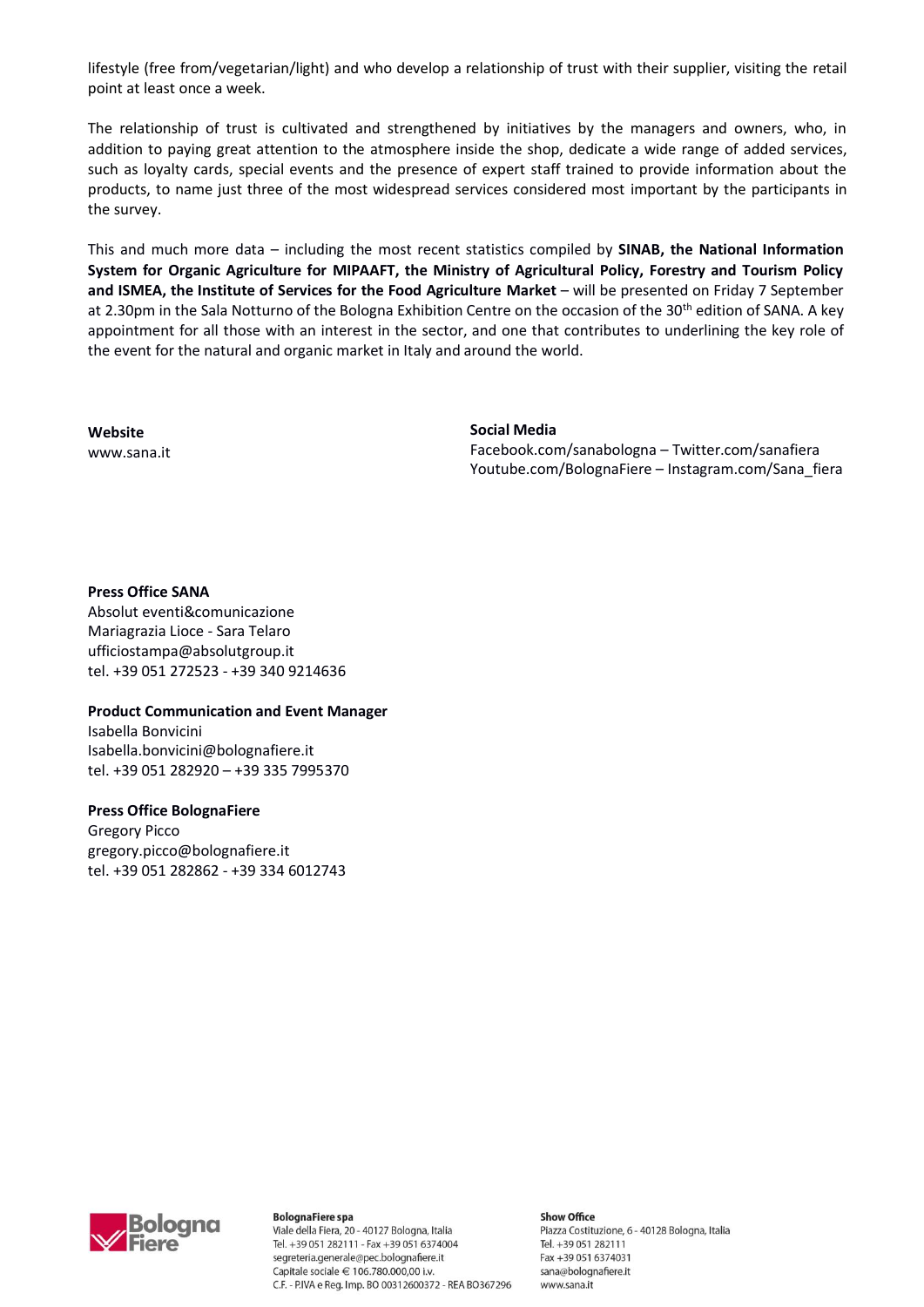lifestyle (free from/vegetarian/light) and who develop a relationship of trust with their supplier, visiting the retail point at least once a week.

The relationship of trust is cultivated and strengthened by initiatives by the managers and owners, who, in addition to paying great attention to the atmosphere inside the shop, dedicate a wide range of added services, such as loyalty cards, special events and the presence of expert staff trained to provide information about the products, to name just three of the most widespread services considered most important by the participants in the survey.

This and much more data – including the most recent statistics compiled by **SINAB, the National Information System for Organic Agriculture for MIPAAFT, the Ministry of Agricultural Policy, Forestry and Tourism Policy and ISMEA, the Institute of Services for the Food Agriculture Market** – will be presented on Friday 7 September at 2.30pm in the Sala Notturno of the Bologna Exhibition Centre on the occasion of the 30th edition of SANA. A key appointment for all those with an interest in the sector, and one that contributes to underlining the key role of the event for the natural and organic market in Italy and around the world.

**Website**
www.sana.it

**Social Media**
Facebook.com/sanabologna – Twitter.com/sanafiera
Youtube.com/BolognaFiere – Instagram.com/Sana_fiera

**Press Office SANA**
Absolut eventi&comunicazione
Mariagrazia Lioce - Sara Telaro
ufficiostampa@absolutgroup.it
tel. +39 051 272523 - +39 340 9214636

**Product Communication and Event Manager**
Isabella Bonvicini
Isabella.bonvicini@bolognafiere.it
tel. +39 051 282920 – +39 335 7995370

**Press Office BolognaFiere**
Gregory Picco
gregory.picco@bolognafiere.it
tel. +39 051 282862 - +39 334 6012743

**BolognaFiere spa**
Viale della Fiera, 20 - 40127 Bologna, Italia
Tel. +39 051 282111 - Fax +39 051 6374004
segreteria.generale@pec.bolognafiere.it
Capitale sociale € 106.780.000,00 i.v.
C.F. - P.IVA e Reg. Imp. BO 00312600372 - REA BO367296

**Show Office**
Piazza Costituzione, 6 - 40128 Bologna, Italia
Tel. +39 051 282111
Fax +39 051 6374031
sana@bolognafiere.it
www.sana.it